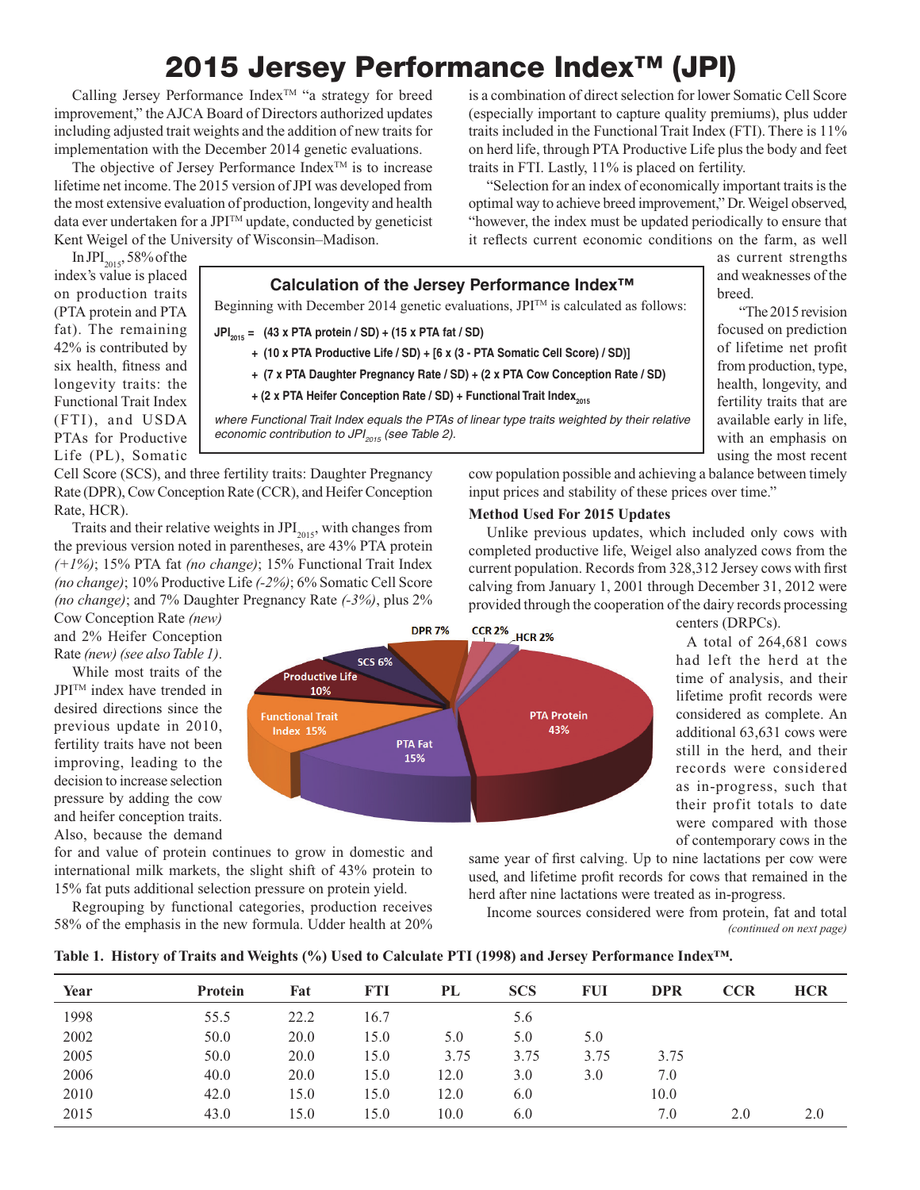# 2015 Jersey Performance Index™ (JPI)

Calling Jersey Performance Index™ "a strategy for breed improvement," the AJCA Board of Directors authorized updates including adjusted trait weights and the addition of new traits for implementation with the December 2014 genetic evaluations.

The objective of Jersey Performance Index™ is to increase lifetime net income. The 2015 version of JPI was developed from the most extensive evaluation of production, longevity and health data ever undertaken for a JPI™ update, conducted by geneticist Kent Weigel of the University of Wisconsin–Madison.

In $JPI_{2015}$, 58% of the index's value is placed on production traits (PTA protein and PTA fat). The remaining 42% is contributed by six health, fitness and longevity traits: the Functional Trait Index (FTI), and USDA PTAs for Productive Life (PL), Somatic Cell Score (SCS), and three fertility traits: Daughter Pregnancy Rate (DPR), Cow Conception Rate (CCR), and Heifer Conception Rate, HCR).

Traits and their relative weights in $JPI_{2015}$, with changes from the previous version noted in parentheses, are 43% PTA protein *(+1%)*; 15% PTA fat *(no change)*; 15% Functional Trait Index *(no change)*; 10% Productive Life *(-2%)*; 6% Somatic Cell Score *(no change)*; and 7% Daughter Pregnancy Rate *(-3%)*, plus 2% Cow Conception Rate *(new)* and 2% Heifer Conception Rate *(new) (see also Table 1)*.

While most traits of the JPI™ index have trended in desired directions since the previous update in 2010, fertility traits have not been improving, leading to the decision to increase selection pressure by adding the cow and heifer conception traits. Also, because the demand for and value of protein continues to grow in domestic and international milk markets, the slight shift of 43% protein to 15% fat puts additional selection pressure on protein yield.

Regrouping by functional categories, production receives 58% of the emphasis in the new formula. Udder health at 20% is a combination of direct selection for lower Somatic Cell Score (especially important to capture quality premiums), plus udder traits included in the Functional Trait Index (FTI). There is 11% on herd life, through PTA Productive Life plus the body and feet traits in FTI. Lastly, 11% is placed on fertility.

"Selection for an index of economically important traits is the optimal way to achieve breed improvement," Dr. Weigel observed, "however, the index must be updated periodically to ensure that it reflects current economic conditions on the farm, as well as current strengths and weaknesses of the breed.

"The 2015 revision focused on prediction of lifetime net profit from production, type, health, longevity, and fertility traits that are available early in life, with an emphasis on using the most recent cow population possible and achieving a balance between timely input prices and stability of these prices over time."

### Calculation of the Jersey Performance Index™

Beginning with December 2014 genetic evaluations, JPI™ is calculated as follows:

**$JPI_{2015}$ = (43 x PTA protein / SD) + (15 x PTA fat / SD)**
**+ (10 x PTA Productive Life / SD) + [6 x (3 - PTA Somatic Cell Score) / SD)]**
**+ (7 x PTA Daughter Pregnancy Rate / SD) + (2 x PTA Cow Conception Rate / SD)**
**+ (2 x PTA Heifer Conception Rate / SD) + Functional Trait Index$_{2015}$**

*where Functional Trait Index equals the PTAs of linear type traits weighted by their relative economic contribution to $JPI_{2015}$ (see Table 2).*

### Method Used For 2015 Updates

Unlike previous updates, which included only cows with completed productive life, Weigel also analyzed cows from the current population. Records from 328,312 Jersey cows with first calving from January 1, 2001 through December 31, 2012 were provided through the cooperation of the dairy records processing centers (DRPCs).

A total of 264,681 cows had left the herd at the time of analysis, and their lifetime profit records were considered as complete. An additional 63,631 cows were still in the herd, and their records were considered as in-progress, such that their profit totals to date were compared with those of contemporary cows in the same year of first calving. Up to nine lactations per cow were used, and lifetime profit records for cows that remained in the herd after nine lactations were treated as in-progress.

Income sources considered were from protein, fat and total

*(continued on next page)*

**Table 1. History of Traits and Weights (%) Used to Calculate PTI (1998) and Jersey Performance Index™.**

| Year | Protein | Fat | FTI | PL | SCS | FUI | DPR | CCR | HCR |
|---|---|---|---|---|---|---|---|---|---|
| 1998 | 55.5 | 22.2 | 16.7 | | 5.6 | | | | |
| 2002 | 50.0 | 20.0 | 15.0 | 5.0 | 5.0 | 5.0 | | | |
| 2005 | 50.0 | 20.0 | 15.0 | 3.75 | 3.75 | 3.75 | 3.75 | | |
| 2006 | 40.0 | 20.0 | 15.0 | 12.0 | 3.0 | 3.0 | 7.0 | | |
| 2010 | 42.0 | 15.0 | 15.0 | 12.0 | 6.0 | | 10.0 | | |
| 2015 | 43.0 | 15.0 | 15.0 | 10.0 | 6.0 | | 7.0 | 2.0 | 2.0 |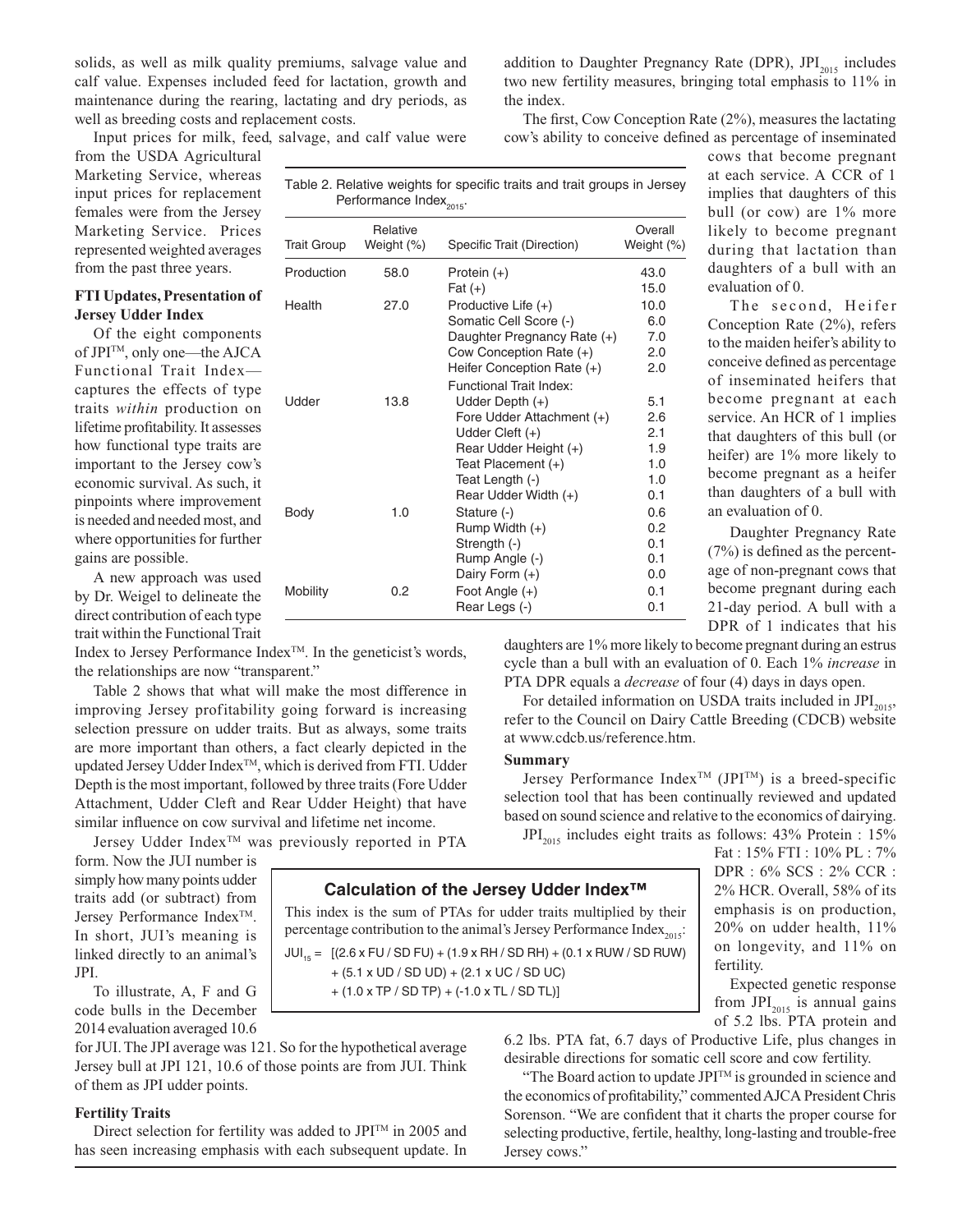solids, as well as milk quality premiums, salvage value and calf value. Expenses included feed for lactation, growth and maintenance during the rearing, lactating and dry periods, as well as breeding costs and replacement costs.

Input prices for milk, feed, salvage, and calf value were from the USDA Agricultural Marketing Service, whereas input prices for replacement females were from the Jersey Marketing Service. Prices represented weighted averages from the past three years.

**FTI Updates, Presentation of Jersey Udder Index**

Of the eight components of JPI™, only one—the AJCA Functional Trait Index—captures the effects of type traits *within* production on lifetime profitability. It assesses how functional type traits are important to the Jersey cow's economic survival. As such, it pinpoints where improvement is needed and needed most, and where opportunities for further gains are possible.

A new approach was used by Dr. Weigel to delineate the direct contribution of each type trait within the Functional Trait Index to Jersey Performance Index™. In the geneticist's words, the relationships are now "transparent."

Table 2. Relative weights for specific traits and trait groups in Jersey Performance Index$_{2015}$.

| Trait Group | Relative Weight (%) | Specific Trait (Direction) | Overall Weight (%) |
|---|---|---|---|
| Production | 58.0 | Protein (+) | 43.0 |
| | | Fat (+) | 15.0 |
| Health | 27.0 | Productive Life (+) | 10.0 |
| | | Somatic Cell Score (-) | 6.0 |
| | | Daughter Pregnancy Rate (+) | 7.0 |
| | | Cow Conception Rate (+) | 2.0 |
| | | Heifer Conception Rate (+) | 2.0 |
| | | Functional Trait Index: | |
| Udder | 13.8 | Udder Depth (+) | 5.1 |
| | | Fore Udder Attachment (+) | 2.6 |
| | | Udder Cleft (+) | 2.1 |
| | | Rear Udder Height (+) | 1.9 |
| | | Teat Placement (+) | 1.0 |
| | | Teat Length (-) | 1.0 |
| | | Rear Udder Width (+) | 0.1 |
| Body | 1.0 | Stature (-) | 0.6 |
| | | Rump Width (+) | 0.2 |
| | | Strength (-) | 0.1 |
| | | Rump Angle (-) | 0.1 |
| | | Dairy Form (+) | 0.0 |
| Mobility | 0.2 | Foot Angle (+) | 0.1 |
| | | Rear Legs (-) | 0.1 |

Table 2 shows that what will make the most difference in improving Jersey profitability going forward is increasing selection pressure on udder traits. But as always, some traits are more important than others, a fact clearly depicted in the updated Jersey Udder Index™, which is derived from FTI. Udder Depth is the most important, followed by three traits (Fore Udder Attachment, Udder Cleft and Rear Udder Height) that have similar influence on cow survival and lifetime net income.

Jersey Udder Index™ was previously reported in PTA form. Now the JUI number is simply how many points udder traits add (or subtract) from Jersey Performance Index™. In short, JUI's meaning is linked directly to an animal's JPI.

**Calculation of the Jersey Udder Index™**

This index is the sum of PTAs for udder traits multiplied by their percentage contribution to the animal's Jersey Performance Index$_{2015}$:

$$JUI_{15} = [(2.6 \times FU / SD\ FU) + (1.9 \times RH / SD\ RH) + (0.1 \times RUW / SD\ RUW) + (5.1 \times UD / SD\ UD) + (2.1 \times UC / SD\ UC) + (1.0 \times TP / SD\ TP) + (-1.0 \times TL / SD\ TL)]$$

To illustrate, A, F and G code bulls in the December 2014 evaluation averaged 10.6 for JUI. The JPI average was 121. So for the hypothetical average Jersey bull at JPI 121, 10.6 of those points are from JUI. Think of them as JPI udder points.

**Fertility Traits**

Direct selection for fertility was added to JPI™ in 2005 and has seen increasing emphasis with each subsequent update. In addition to Daughter Pregnancy Rate (DPR), JPI$_{2015}$ includes two new fertility measures, bringing total emphasis to 11% in the index.

The first, Cow Conception Rate (2%), measures the lactating cow's ability to conceive defined as percentage of inseminated cows that become pregnant at each service. A CCR of 1 implies that daughters of this bull (or cow) are 1% more likely to become pregnant during that lactation than daughters of a bull with an evaluation of 0.

The second, Heifer Conception Rate (2%), refers to the maiden heifer's ability to conceive defined as percentage of inseminated heifers that become pregnant at each service. An HCR of 1 implies that daughters of this bull (or heifer) are 1% more likely to become pregnant as a heifer than daughters of a bull with an evaluation of 0.

Daughter Pregnancy Rate (7%) is defined as the percentage of non-pregnant cows that become pregnant during each 21-day period. A bull with a DPR of 1 indicates that his daughters are 1% more likely to become pregnant during an estrus cycle than a bull with an evaluation of 0. Each 1% *increase* in PTA DPR equals a *decrease* of four (4) days in days open.

For detailed information on USDA traits included in JPI$_{2015}$, refer to the Council on Dairy Cattle Breeding (CDCB) website at www.cdcb.us/reference.htm.

**Summary**

Jersey Performance Index™ (JPI™) is a breed-specific selection tool that has been continually reviewed and updated based on sound science and relative to the economics of dairying.

JPI$_{2015}$ includes eight traits as follows: 43% Protein : 15% Fat : 15% FTI : 10% PL : 7% DPR : 6% SCS : 2% CCR : 2% HCR. Overall, 58% of its emphasis is on production, 20% on udder health, 11% on longevity, and 11% on fertility.

Expected genetic response from JPI$_{2015}$ is annual gains of 5.2 lbs. PTA protein and 6.2 lbs. PTA fat, 6.7 days of Productive Life, plus changes in desirable directions for somatic cell score and cow fertility.

"The Board action to update JPI™ is grounded in science and the economics of profitability," commented AJCA President Chris Sorenson. "We are confident that it charts the proper course for selecting productive, fertile, healthy, long-lasting and trouble-free Jersey cows."